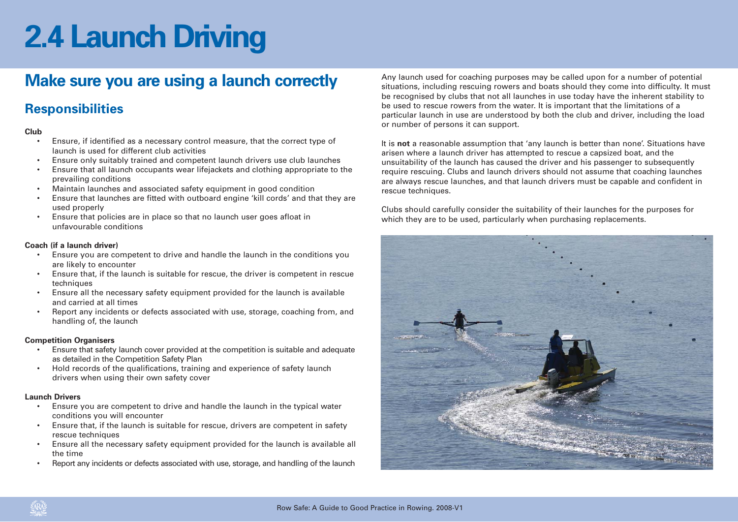# 2.4 Launch Driving

## Make sure you are using a launch correctly

### Responsibilities

**Club**

- Ensure, if identified as a necessary control measure, that the correct type of launch is used for different club activities
- Ensure only suitably trained and competent launch drivers use club launches
- Ensure that all launch occupants wear lifejackets and clothing appropriate to the prevailing conditions
- Maintain launches and associated safety equipment in good condition
- Ensure that launches are fitted with outboard engine 'kill cords' and that they are used properly
- Ensure that policies are in place so that no launch user goes afloat in unfavourable conditions

**Coach (if a launch driver)**

- Ensure you are competent to drive and handle the launch in the conditions you are likely to encounter
- Ensure that, if the launch is suitable for rescue, the driver is competent in rescue techniques
- Ensure all the necessary safety equipment provided for the launch is available and carried at all times
- Report any incidents or defects associated with use, storage, coaching from, and handling of, the launch

**Competition Organisers**

- Ensure that safety launch cover provided at the competition is suitable and adequate as detailed in the Competition Safety Plan
- Hold records of the qualifications, training and experience of safety launch drivers when using their own safety cover

**Launch Drivers**

- Ensure you are competent to drive and handle the launch in the typical water conditions you will encounter
- Ensure that, if the launch is suitable for rescue, drivers are competent in safety rescue techniques
- Ensure all the necessary safety equipment provided for the launch is available all the time
- Report any incidents or defects associated with use, storage, and handling of the launch

Any launch used for coaching purposes may be called upon for a number of potential situations, including rescuing rowers and boats should they come into difficulty. It must be recognised by clubs that not all launches in use today have the inherent stability to be used to rescue rowers from the water. It is important that the limitations of a particular launch in use are understood by both the club and driver, including the load or number of persons it can support.

It is **not** a reasonable assumption that 'any launch is better than none'. Situations have arisen where a launch driver has attempted to rescue a capsized boat, and the unsuitability of the launch has caused the driver and his passenger to subsequently require rescuing. Clubs and launch drivers should not assume that coaching launches are always rescue launches, and that launch drivers must be capable and confident in rescue techniques.

Clubs should carefully consider the suitability of their launches for the purposes for which they are to be used, particularly when purchasing replacements.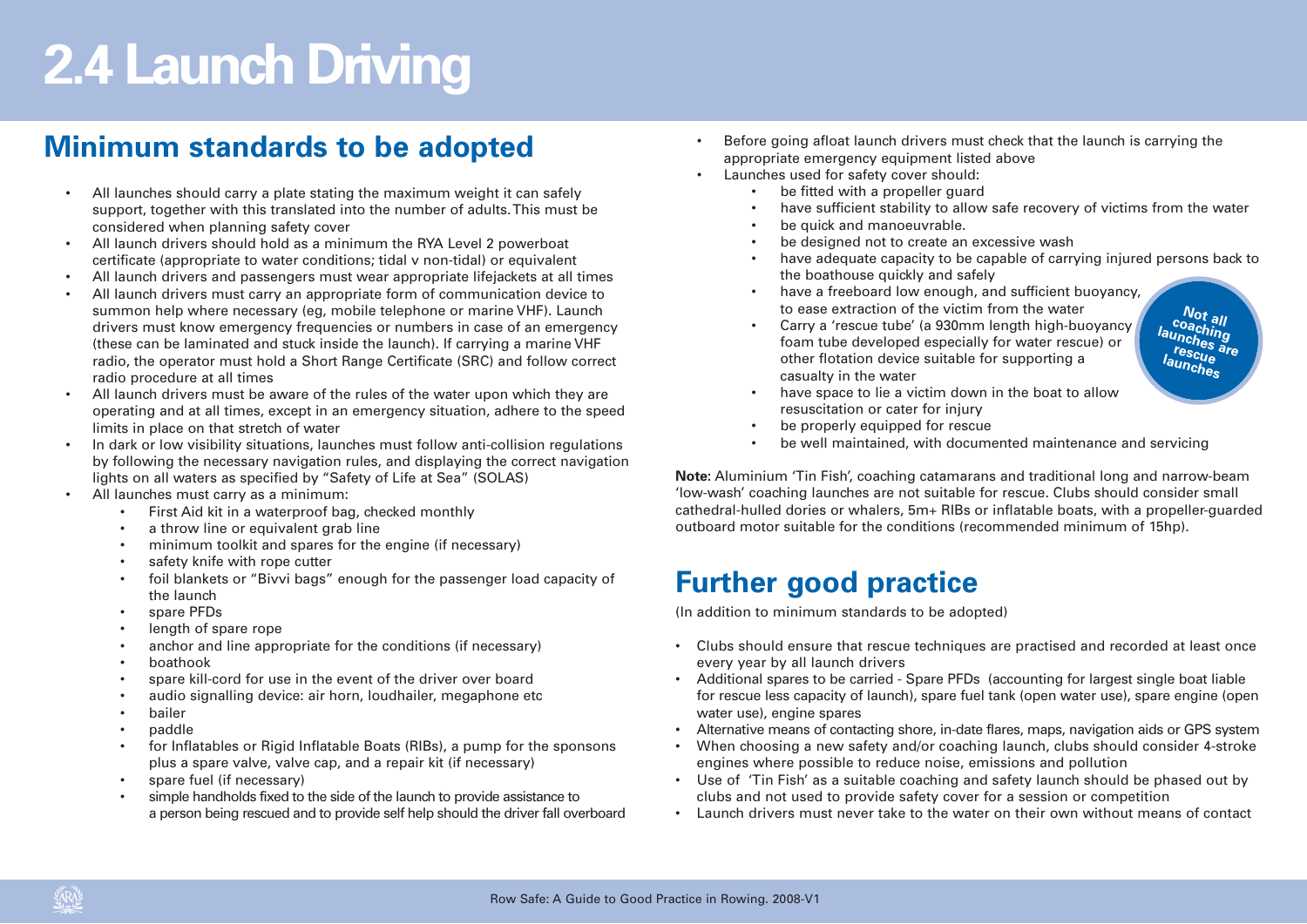# 2.4 Launch Driving

## Minimum standards to be adopted

- All launches should carry a plate stating the maximum weight it can safely support, together with this translated into the number of adults. This must be considered when planning safety cover
- All launch drivers should hold as a minimum the RYA Level 2 powerboat certificate (appropriate to water conditions; tidal v non-tidal) or equivalent
- All launch drivers and passengers must wear appropriate lifejackets at all times
- All launch drivers must carry an appropriate form of communication device to summon help where necessary (eg, mobile telephone or marine VHF). Launch drivers must know emergency frequencies or numbers in case of an emergency (these can be laminated and stuck inside the launch). If carrying a marine VHF radio, the operator must hold a Short Range Certificate (SRC) and follow correct radio procedure at all times
- All launch drivers must be aware of the rules of the water upon which they are operating and at all times, except in an emergency situation, adhere to the speed limits in place on that stretch of water
- In dark or low visibility situations, launches must follow anti-collision regulations by following the necessary navigation rules, and displaying the correct navigation lights on all waters as specified by "Safety of Life at Sea" (SOLAS)
- All launches must carry as a minimum:
    - First Aid kit in a waterproof bag, checked monthly
    - a throw line or equivalent grab line
    - minimum toolkit and spares for the engine (if necessary)
    - safety knife with rope cutter
    - foil blankets or "Bivvi bags" enough for the passenger load capacity of the launch
    - spare PFDs
    - length of spare rope
    - anchor and line appropriate for the conditions (if necessary)
    - boathook
    - spare kill-cord for use in the event of the driver over board
    - audio signalling device: air horn, loudhailer, megaphone etc
    - bailer
    - paddle
    - for Inflatables or Rigid Inflatable Boats (RIBs), a pump for the sponsons plus a spare valve, valve cap, and a repair kit (if necessary)
    - spare fuel (if necessary)
    - simple handholds fixed to the side of the launch to provide assistance to a person being rescued and to provide self help should the driver fall overboard
- Before going afloat launch drivers must check that the launch is carrying the appropriate emergency equipment listed above
- Launches used for safety cover should:
    - be fitted with a propeller guard
    - have sufficient stability to allow safe recovery of victims from the water
    - be quick and manoeuvrable.
    - be designed not to create an excessive wash
    - have adequate capacity to be capable of carrying injured persons back to the boathouse quickly and safely
    - have a freeboard low enough, and sufficient buoyancy, to ease extraction of the victim from the water
    - Carry a 'rescue tube' (a 930mm length high-buoyancy foam tube developed especially for water rescue) or other flotation device suitable for supporting a casualty in the water
    - have space to lie a victim down in the boat to allow resuscitation or cater for injury
    - be properly equipped for rescue
    - be well maintained, with documented maintenance and servicing

**Not all coaching launches are rescue launches**

**Note**: Aluminium 'Tin Fish', coaching catamarans and traditional long and narrow-beam 'low-wash' coaching launches are not suitable for rescue. Clubs should consider small cathedral-hulled dories or whalers, 5m+ RIBs or inflatable boats, with a propeller-guarded outboard motor suitable for the conditions (recommended minimum of 15hp).

## Further good practice

(In addition to minimum standards to be adopted)

- Clubs should ensure that rescue techniques are practised and recorded at least once every year by all launch drivers
- Additional spares to be carried - Spare PFDs (accounting for largest single boat liable for rescue less capacity of launch), spare fuel tank (open water use), spare engine (open water use), engine spares
- Alternative means of contacting shore, in-date flares, maps, navigation aids or GPS system
- When choosing a new safety and/or coaching launch, clubs should consider 4-stroke engines where possible to reduce noise, emissions and pollution
- Use of 'Tin Fish' as a suitable coaching and safety launch should be phased out by clubs and not used to provide safety cover for a session or competition
- Launch drivers must never take to the water on their own without means of contact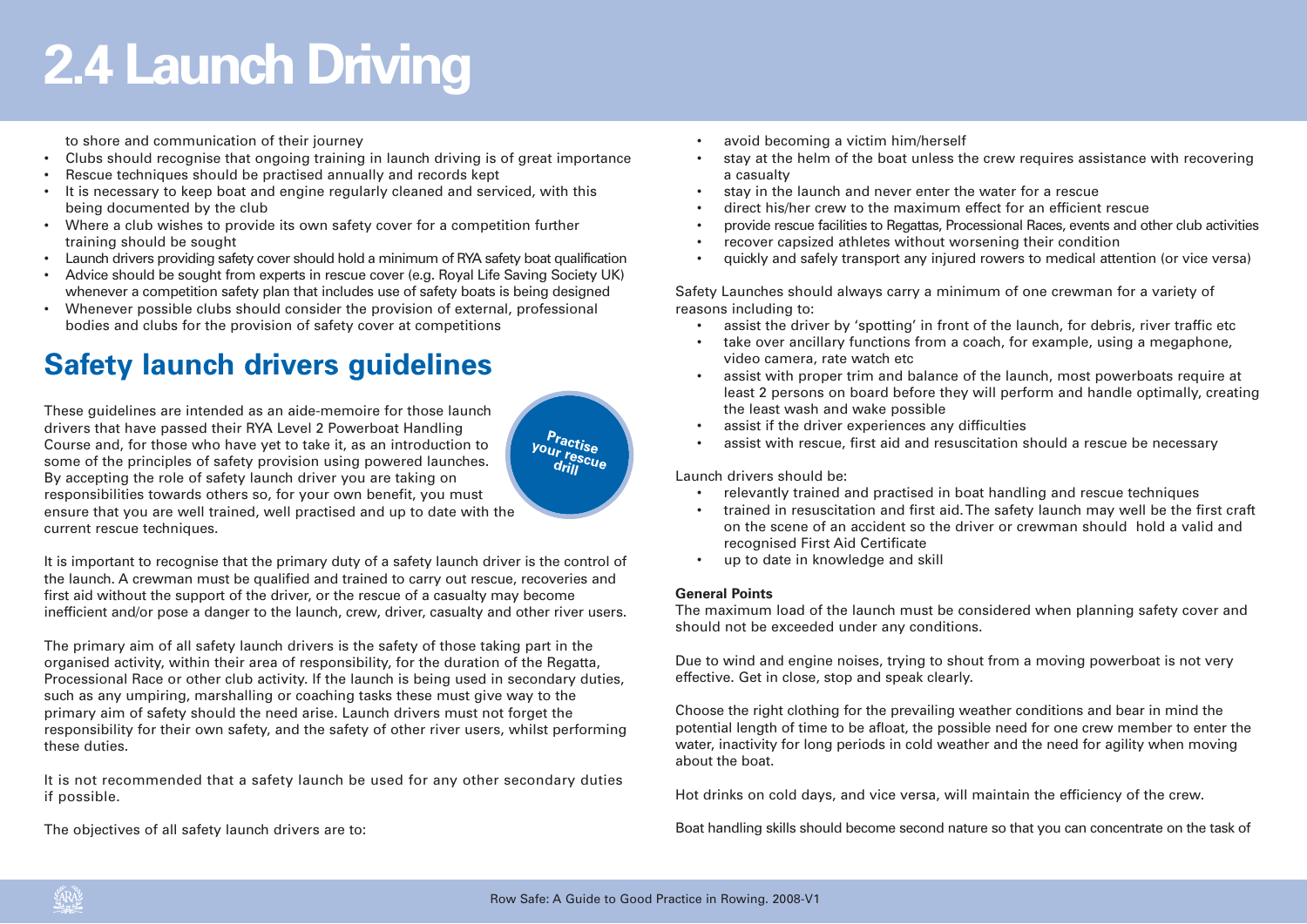# 2.4 Launch Driving

to shore and communication of their journey

- Clubs should recognise that ongoing training in launch driving is of great importance
- Rescue techniques should be practised annually and records kept
- It is necessary to keep boat and engine regularly cleaned and serviced, with this being documented by the club
- Where a club wishes to provide its own safety cover for a competition further training should be sought
- Launch drivers providing safety cover should hold a minimum of RYA safety boat qualification
- Advice should be sought from experts in rescue cover (e.g. Royal Life Saving Society UK) whenever a competition safety plan that includes use of safety boats is being designed
- Whenever possible clubs should consider the provision of external, professional bodies and clubs for the provision of safety cover at competitions

## Safety launch drivers guidelines

Practise your rescue drill

These guidelines are intended as an aide-memoire for those launch drivers that have passed their RYA Level 2 Powerboat Handling Course and, for those who have yet to take it, as an introduction to some of the principles of safety provision using powered launches. By accepting the role of safety launch driver you are taking on responsibilities towards others so, for your own benefit, you must ensure that you are well trained, well practised and up to date with the current rescue techniques.

It is important to recognise that the primary duty of a safety launch driver is the control of the launch. A crewman must be qualified and trained to carry out rescue, recoveries and first aid without the support of the driver, or the rescue of a casualty may become inefficient and/or pose a danger to the launch, crew, driver, casualty and other river users.

The primary aim of all safety launch drivers is the safety of those taking part in the organised activity, within their area of responsibility, for the duration of the Regatta, Processional Race or other club activity. If the launch is being used in secondary duties, such as any umpiring, marshalling or coaching tasks these must give way to the primary aim of safety should the need arise. Launch drivers must not forget the responsibility for their own safety, and the safety of other river users, whilst performing these duties.

It is not recommended that a safety launch be used for any other secondary duties if possible.

The objectives of all safety launch drivers are to:

- avoid becoming a victim him/herself
- stay at the helm of the boat unless the crew requires assistance with recovering a casualty
- stay in the launch and never enter the water for a rescue
- direct his/her crew to the maximum effect for an efficient rescue
- provide rescue facilities to Regattas, Processional Races, events and other club activities
- recover capsized athletes without worsening their condition
- quickly and safely transport any injured rowers to medical attention (or vice versa)

Safety Launches should always carry a minimum of one crewman for a variety of reasons including to:

- assist the driver by 'spotting' in front of the launch, for debris, river traffic etc
- take over ancillary functions from a coach, for example, using a megaphone, video camera, rate watch etc
- assist with proper trim and balance of the launch, most powerboats require at least 2 persons on board before they will perform and handle optimally, creating the least wash and wake possible
- assist if the driver experiences any difficulties
- assist with rescue, first aid and resuscitation should a rescue be necessary

Launch drivers should be:

- relevantly trained and practised in boat handling and rescue techniques
- trained in resuscitation and first aid. The safety launch may well be the first craft on the scene of an accident so the driver or crewman should hold a valid and recognised First Aid Certificate
- up to date in knowledge and skill

**General Points**

The maximum load of the launch must be considered when planning safety cover and should not be exceeded under any conditions.

Due to wind and engine noises, trying to shout from a moving powerboat is not very effective. Get in close, stop and speak clearly.

Choose the right clothing for the prevailing weather conditions and bear in mind the potential length of time to be afloat, the possible need for one crew member to enter the water, inactivity for long periods in cold weather and the need for agility when moving about the boat.

Hot drinks on cold days, and vice versa, will maintain the efficiency of the crew.

Boat handling skills should become second nature so that you can concentrate on the task of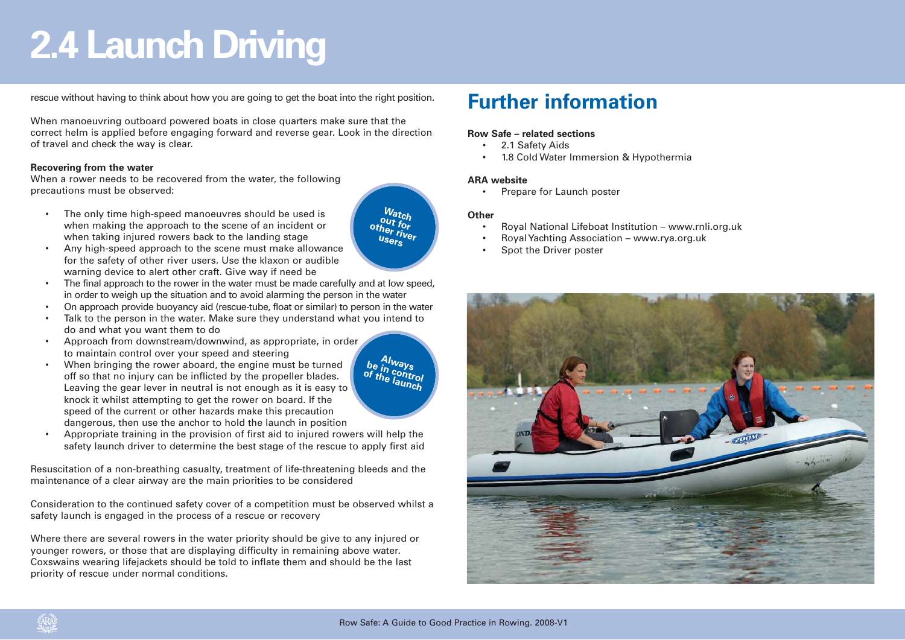# 2.4 Launch Driving

rescue without having to think about how you are going to get the boat into the right position.

When manoeuvring outboard powered boats in close quarters make sure that the correct helm is applied before engaging forward and reverse gear. Look in the direction of travel and check the way is clear.

**Recovering from the water**
When a rower needs to be recovered from the water, the following precautions must be observed:

- The only time high-speed manoeuvres should be used is when making the approach to the scene of an incident or when taking injured rowers back to the landing stage
- Any high-speed approach to the scene must make allowance for the safety of other river users. Use the klaxon or audible warning device to alert other craft. Give way if need be
- The final approach to the rower in the water must be made carefully and at low speed, in order to weigh up the situation and to avoid alarming the person in the water
- On approach provide buoyancy aid (rescue-tube, float or similar) to person in the water
- Talk to the person in the water. Make sure they understand what you intend to do and what you want them to do
- Approach from downstream/downwind, as appropriate, in order to maintain control over your speed and steering
- When bringing the rower aboard, the engine must be turned off so that no injury can be inflicted by the propeller blades. Leaving the gear lever in neutral is not enough as it is easy to knock it whilst attempting to get the rower on board. If the speed of the current or other hazards make this precaution dangerous, then use the anchor to hold the launch in position
- Appropriate training in the provision of first aid to injured rowers will help the safety launch driver to determine the best stage of the rescue to apply first aid

Watch out for other river users

Always be in control of the launch

Resuscitation of a non-breathing casualty, treatment of life-threatening bleeds and the maintenance of a clear airway are the main priorities to be considered

Consideration to the continued safety cover of a competition must be observed whilst a safety launch is engaged in the process of a rescue or recovery

Where there are several rowers in the water priority should be give to any injured or younger rowers, or those that are displaying difficulty in remaining above water. Coxswains wearing lifejackets should be told to inflate them and should be the last priority of rescue under normal conditions.

## Further information

**Row Safe – related sections**
- 2.1 Safety Aids
- 1.8 Cold Water Immersion & Hypothermia

**ARA website**
- Prepare for Launch poster

**Other**
- Royal National Lifeboat Institution – www.rnli.org.uk
- Royal Yachting Association – www.rya.org.uk
- Spot the Driver poster